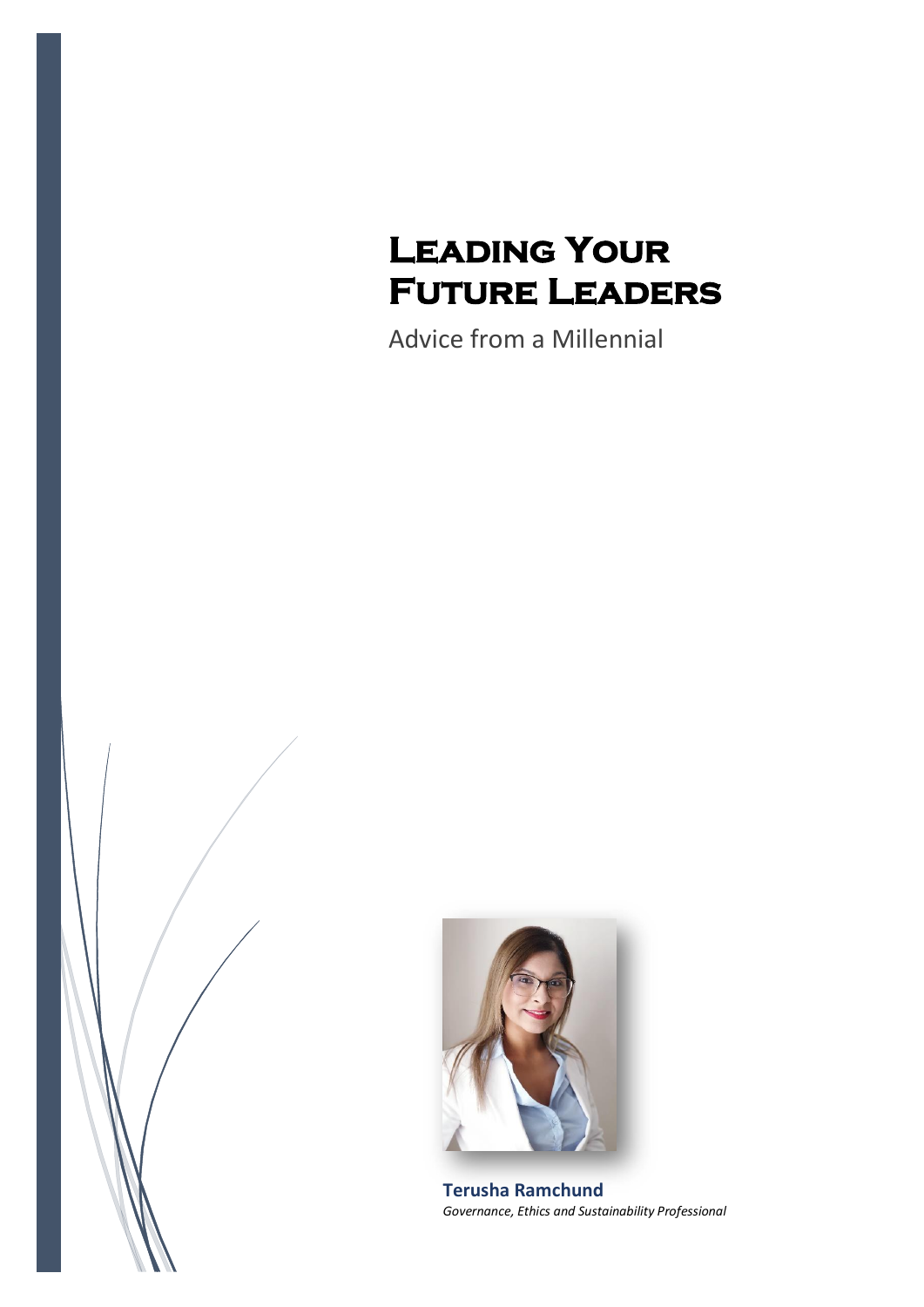# Leading Your Future Leaders

Advice from a Millennial

**Terusha Ramchund**

*Governance, Ethics and Sustainability Professional*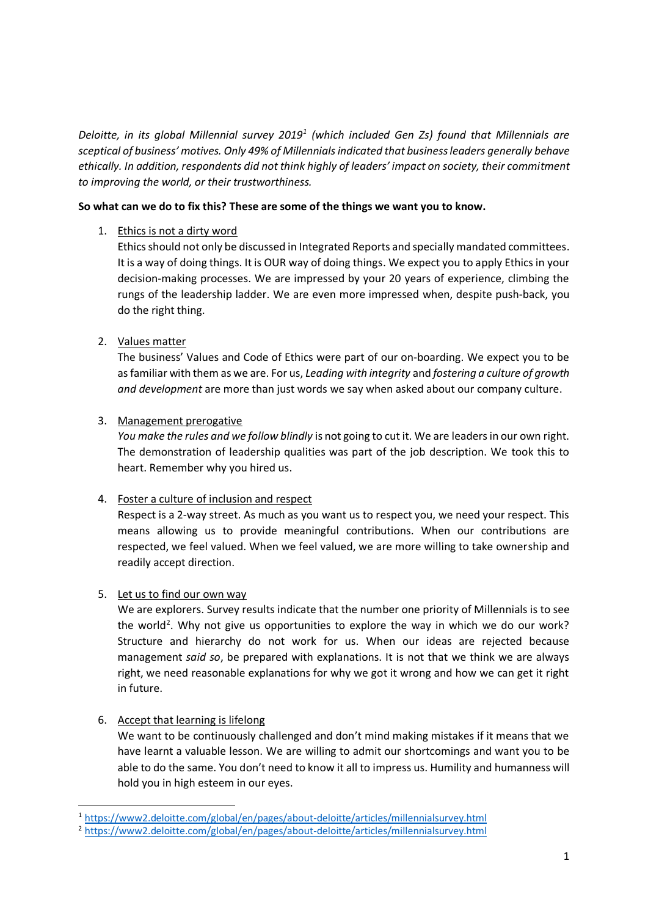*Deloitte, in its global Millennial survey 2019[1] (which included Gen Zs) found that Millennials are sceptical of business' motives. Only 49% of Millennials indicated that business leaders generally behave ethically. In addition, respondents did not think highly of leaders' impact on society, their commitment to improving the world, or their trustworthiness.*

**So what can we do to fix this? These are some of the things we want you to know.**

1. <u>Ethics is not a dirty word</u>
   Ethics should not only be discussed in Integrated Reports and specially mandated committees. It is a way of doing things. It is OUR way of doing things. We expect you to apply Ethics in your decision-making processes. We are impressed by your 20 years of experience, climbing the rungs of the leadership ladder. We are even more impressed when, despite push-back, you do the right thing.

2. <u>Values matter</u>
   The business' Values and Code of Ethics were part of our on-boarding. We expect you to be as familiar with them as we are. For us, *Leading with integrity* and *fostering a culture of growth and development* are more than just words we say when asked about our company culture.

3. <u>Management prerogative</u>
   *You make the rules and we follow blindly* is not going to cut it. We are leaders in our own right. The demonstration of leadership qualities was part of the job description. We took this to heart. Remember why you hired us.

4. <u>Foster a culture of inclusion and respect</u>
   Respect is a 2-way street. As much as you want us to respect you, we need your respect. This means allowing us to provide meaningful contributions. When our contributions are respected, we feel valued. When we feel valued, we are more willing to take ownership and readily accept direction.

5. <u>Let us to find our own way</u>
   We are explorers. Survey results indicate that the number one priority of Millennials is to see the world[2]. Why not give us opportunities to explore the way in which we do our work? Structure and hierarchy do not work for us. When our ideas are rejected because management *said so*, be prepared with explanations. It is not that we think we are always right, we need reasonable explanations for why we got it wrong and how we can get it right in future.

6. <u>Accept that learning is lifelong</u>
   We want to be continuously challenged and don't mind making mistakes if it means that we have learnt a valuable lesson. We are willing to admit our shortcomings and want you to be able to do the same. You don't need to know it all to impress us. Humility and humanness will hold you in high esteem in our eyes.

---

[1] https://www2.deloitte.com/global/en/pages/about-deloitte/articles/millennialsurvey.html

[2] https://www2.deloitte.com/global/en/pages/about-deloitte/articles/millennialsurvey.html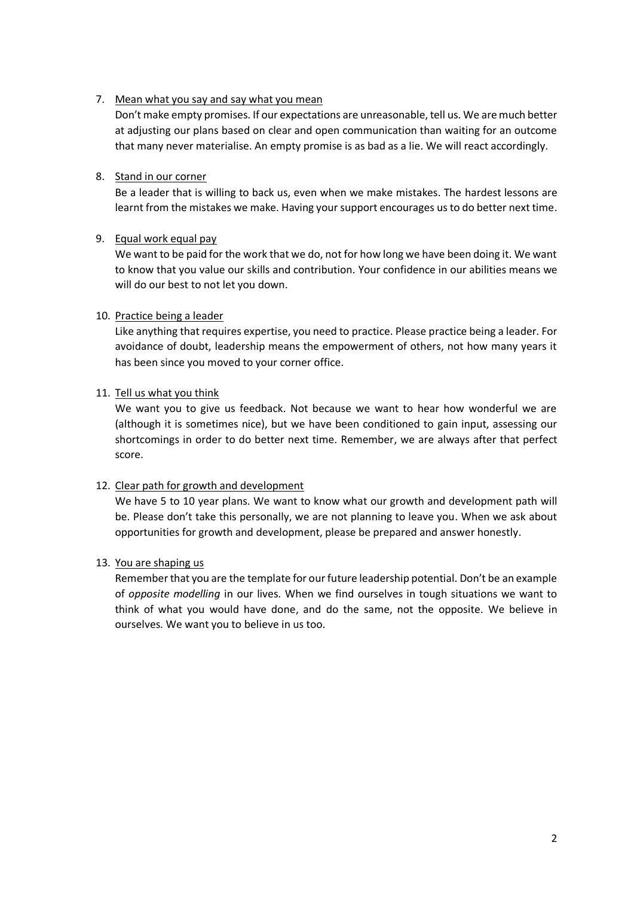7. Mean what you say and say what you mean

   Don't make empty promises. If our expectations are unreasonable, tell us. We are much better at adjusting our plans based on clear and open communication than waiting for an outcome that many never materialise. An empty promise is as bad as a lie. We will react accordingly.

8. Stand in our corner

   Be a leader that is willing to back us, even when we make mistakes. The hardest lessons are learnt from the mistakes we make. Having your support encourages us to do better next time.

9. Equal work equal pay

   We want to be paid for the work that we do, not for how long we have been doing it. We want to know that you value our skills and contribution. Your confidence in our abilities means we will do our best to not let you down.

10. Practice being a leader

    Like anything that requires expertise, you need to practice. Please practice being a leader. For avoidance of doubt, leadership means the empowerment of others, not how many years it has been since you moved to your corner office.

11. Tell us what you think

    We want you to give us feedback. Not because we want to hear how wonderful we are (although it is sometimes nice), but we have been conditioned to gain input, assessing our shortcomings in order to do better next time. Remember, we are always after that perfect score.

12. Clear path for growth and development

    We have 5 to 10 year plans. We want to know what our growth and development path will be. Please don't take this personally, we are not planning to leave you. When we ask about opportunities for growth and development, please be prepared and answer honestly.

13. You are shaping us

    Remember that you are the template for our future leadership potential. Don't be an example of *opposite modelling* in our lives. When we find ourselves in tough situations we want to think of what you would have done, and do the same, not the opposite. We believe in ourselves. We want you to believe in us too.